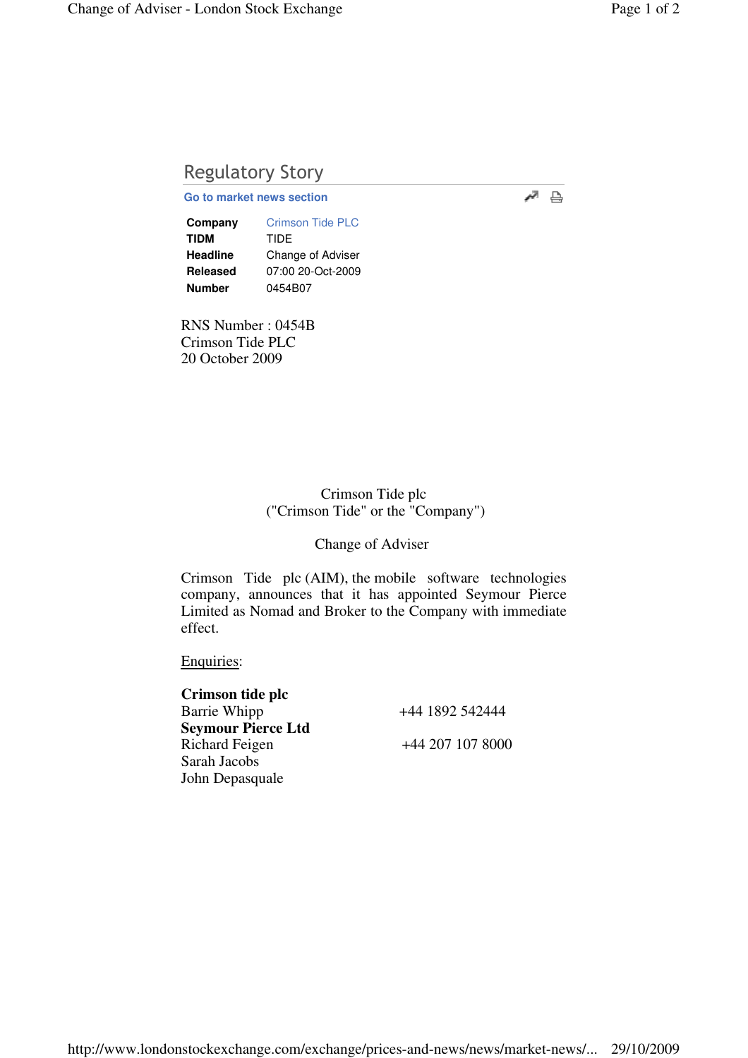## Regulatory Story

Go to market news section

| | |
|---|---|
| **Company** | Crimson Tide PLC |
| **TIDM** | TIDE |
| **Headline** | Change of Adviser |
| **Released** | 07:00 20-Oct-2009 |
| **Number** | 0454B07 |

RNS Number : 0454B
Crimson Tide PLC
20 October 2009

Crimson Tide plc
("Crimson Tide" or the "Company")

Change of Adviser

Crimson Tide plc (AIM), the mobile software technologies company, announces that it has appointed Seymour Pierce Limited as Nomad and Broker to the Company with immediate effect.

Enquiries:

| | |
|---|---|
| **Crimson tide plc** | |
| Barrie Whipp | +44 1892 542444 |
| **Seymour Pierce Ltd** | |
| Richard Feigen | +44 207 107 8000 |
| Sarah Jacobs | |
| John Depasquale | |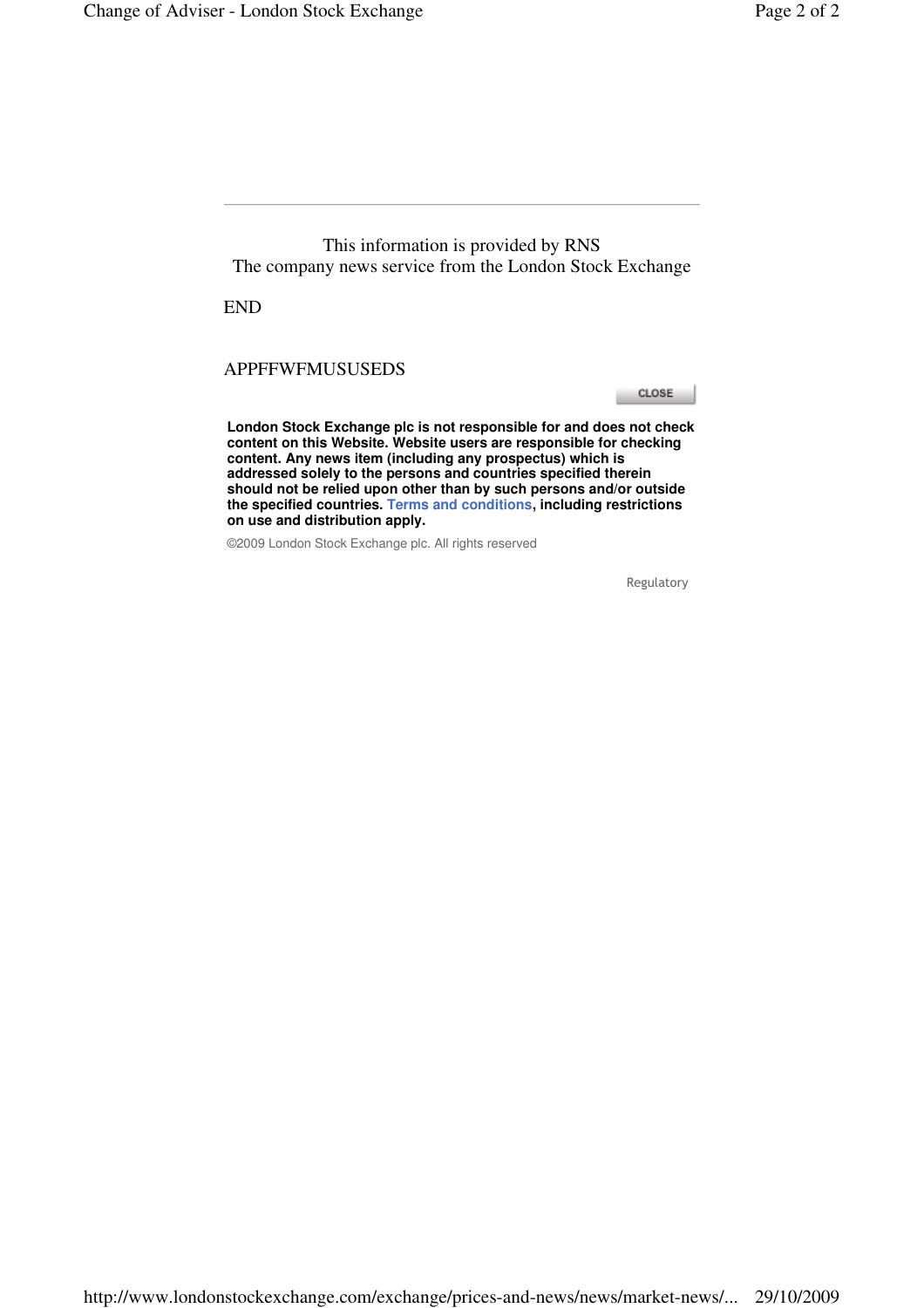---

This information is provided by RNS
The company news service from the London Stock Exchange

END

APPFFWFMUSUSEDS

CLOSE

**London Stock Exchange plc is not responsible for and does not check content on this Website. Website users are responsible for checking content. Any news item (including any prospectus) which is addressed solely to the persons and countries specified therein should not be relied upon other than by such persons and/or outside the specified countries. Terms and conditions, including restrictions on use and distribution apply.**

©2009 London Stock Exchange plc. All rights reserved

Regulatory